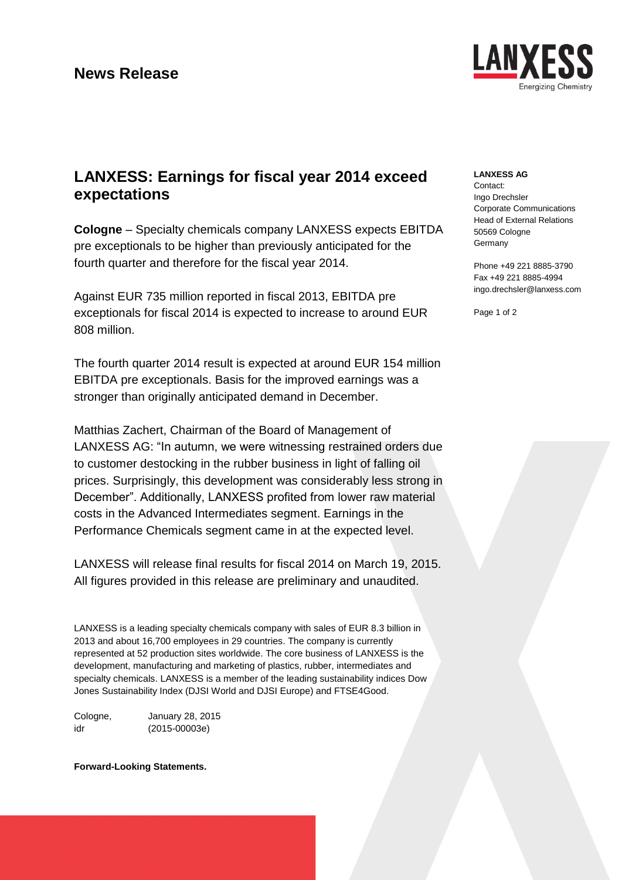# News Release

## LANXESS: Earnings for fiscal year 2014 exceed expectations

**Cologne** – Specialty chemicals company LANXESS expects EBITDA pre exceptionals to be higher than previously anticipated for the fourth quarter and therefore for the fiscal year 2014.

Against EUR 735 million reported in fiscal 2013, EBITDA pre exceptionals for fiscal 2014 is expected to increase to around EUR 808 million.

The fourth quarter 2014 result is expected at around EUR 154 million EBITDA pre exceptionals. Basis for the improved earnings was a stronger than originally anticipated demand in December.

Matthias Zachert, Chairman of the Board of Management of LANXESS AG: "In autumn, we were witnessing restrained orders due to customer destocking in the rubber business in light of falling oil prices. Surprisingly, this development was considerably less strong in December". Additionally, LANXESS profited from lower raw material costs in the Advanced Intermediates segment. Earnings in the Performance Chemicals segment came in at the expected level.

LANXESS will release final results for fiscal 2014 on March 19, 2015. All figures provided in this release are preliminary and unaudited.

LANXESS is a leading specialty chemicals company with sales of EUR 8.3 billion in 2013 and about 16,700 employees in 29 countries. The company is currently represented at 52 production sites worldwide. The core business of LANXESS is the development, manufacturing and marketing of plastics, rubber, intermediates and specialty chemicals. LANXESS is a member of the leading sustainability indices Dow Jones Sustainability Index (DJSI World and DJSI Europe) and FTSE4Good.

Cologne, January 28, 2015
idr (2015-00003e)

**Forward-Looking Statements.**

**LANXESS AG**
Contact:
Ingo Drechsler
Corporate Communications
Head of External Relations
50569 Cologne
Germany

Phone +49 221 8885-3790
Fax +49 221 8885-4994
ingo.drechsler@lanxess.com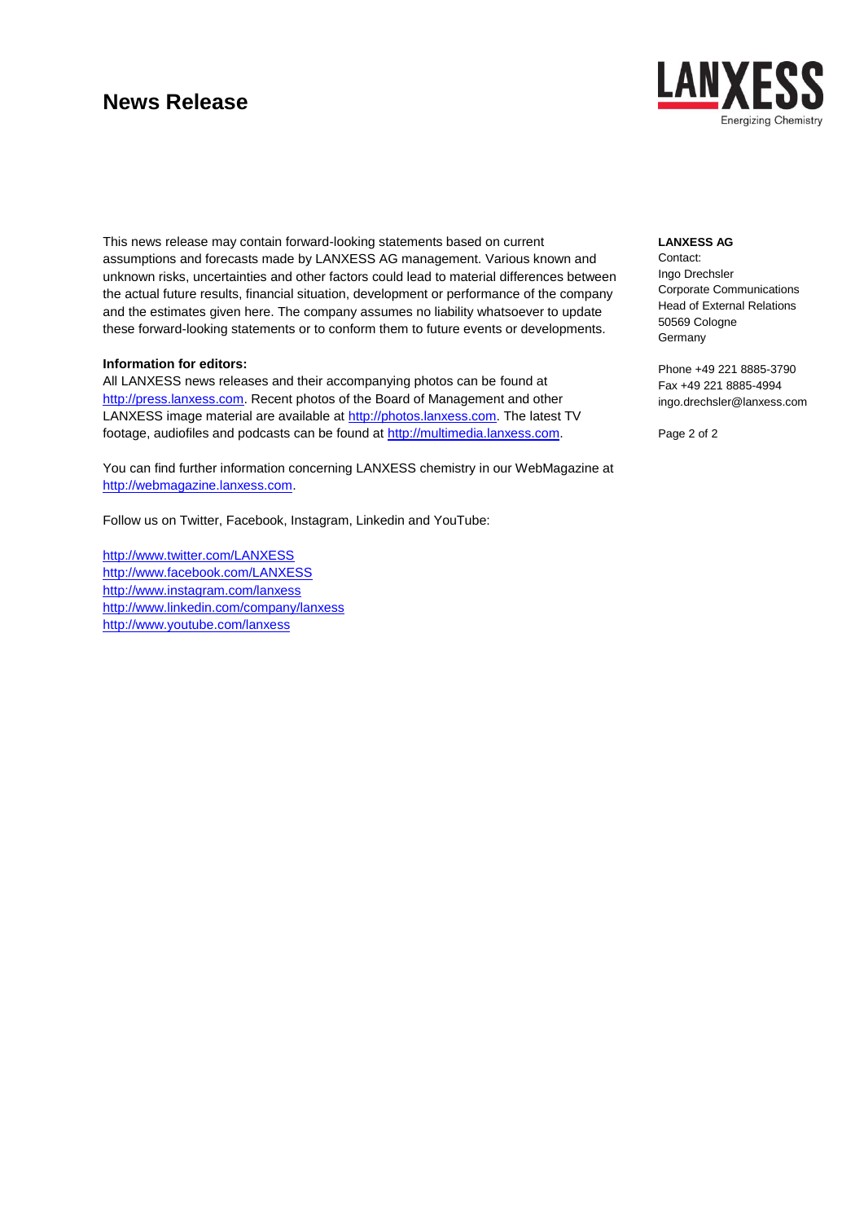# News Release

This news release may contain forward-looking statements based on current assumptions and forecasts made by LANXESS AG management. Various known and unknown risks, uncertainties and other factors could lead to material differences between the actual future results, financial situation, development or performance of the company and the estimates given here. The company assumes no liability whatsoever to update these forward-looking statements or to conform them to future events or developments.

**Information for editors:**
All LANXESS news releases and their accompanying photos can be found at http://press.lanxess.com. Recent photos of the Board of Management and other LANXESS image material are available at http://photos.lanxess.com. The latest TV footage, audiofiles and podcasts can be found at http://multimedia.lanxess.com.

You can find further information concerning LANXESS chemistry in our WebMagazine at http://webmagazine.lanxess.com.

Follow us on Twitter, Facebook, Instagram, Linkedin and YouTube:

http://www.twitter.com/LANXESS
http://www.facebook.com/LANXESS
http://www.instagram.com/lanxess
http://www.linkedin.com/company/lanxess
http://www.youtube.com/lanxess

**LANXESS AG**
Contact:
Ingo Drechsler
Corporate Communications
Head of External Relations
50569 Cologne
Germany

Phone +49 221 8885-3790
Fax +49 221 8885-4994
ingo.drechsler@lanxess.com